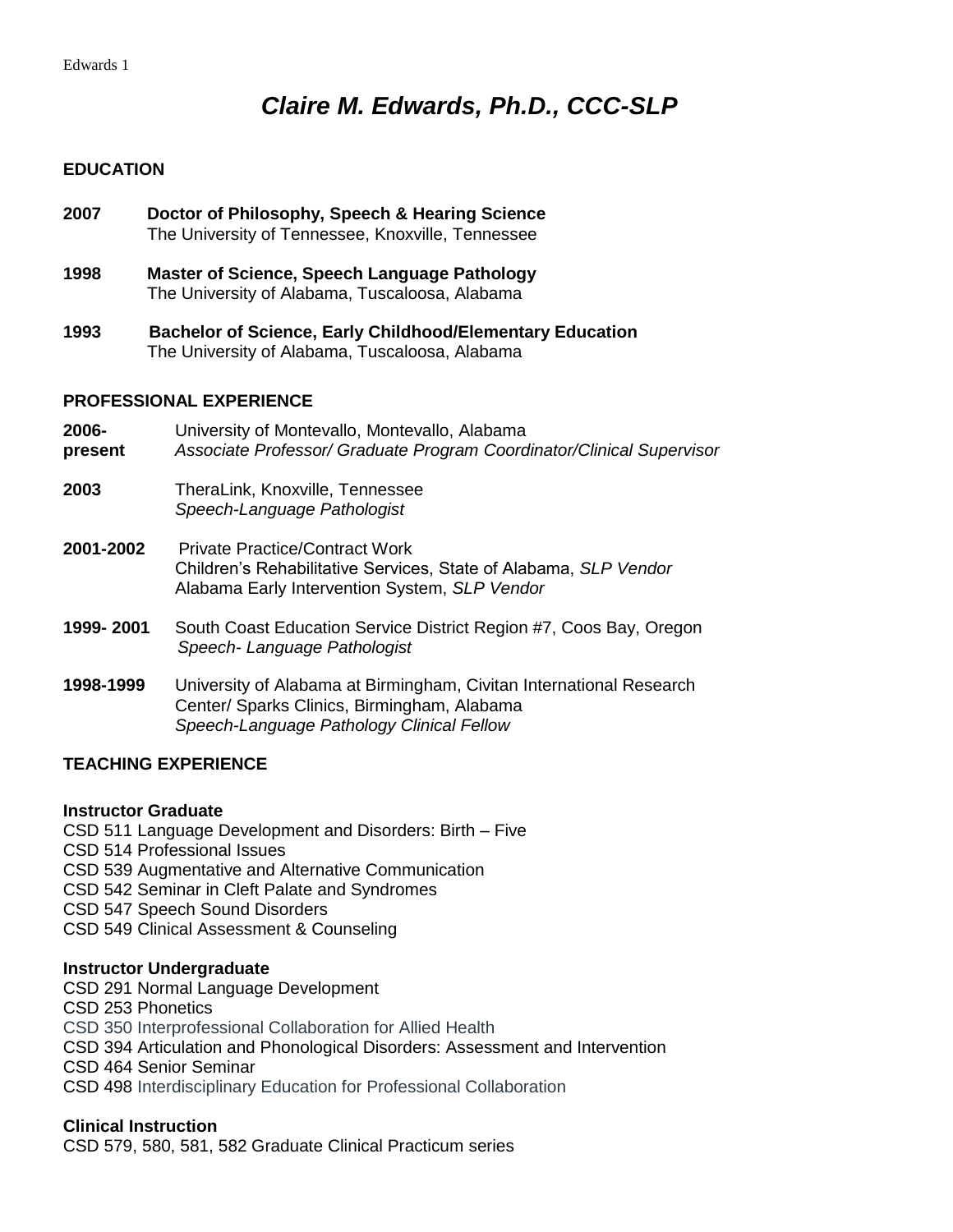# *Claire M. Edwards, Ph.D., CCC-SLP*

## EDUCATION

**2007** **Doctor of Philosophy, Speech & Hearing Science**
The University of Tennessee, Knoxville, Tennessee

**1998** **Master of Science, Speech Language Pathology**
The University of Alabama, Tuscaloosa, Alabama

**1993** **Bachelor of Science, Early Childhood/Elementary Education**
The University of Alabama, Tuscaloosa, Alabama

## PROFESSIONAL EXPERIENCE

**2006-present** University of Montevallo, Montevallo, Alabama
*Associate Professor/ Graduate Program Coordinator/Clinical Supervisor*

**2003** TheraLink, Knoxville, Tennessee
*Speech-Language Pathologist*

**2001-2002** Private Practice/Contract Work
Children's Rehabilitative Services, State of Alabama, *SLP Vendor*
Alabama Early Intervention System, *SLP Vendor*

**1999- 2001** South Coast Education Service District Region #7, Coos Bay, Oregon
*Speech- Language Pathologist*

**1998-1999** University of Alabama at Birmingham, Civitan International Research Center/ Sparks Clinics, Birmingham, Alabama
*Speech-Language Pathology Clinical Fellow*

## TEACHING EXPERIENCE

### Instructor Graduate

CSD 511 Language Development and Disorders: Birth – Five
CSD 514 Professional Issues
CSD 539 Augmentative and Alternative Communication
CSD 542 Seminar in Cleft Palate and Syndromes
CSD 547 Speech Sound Disorders
CSD 549 Clinical Assessment & Counseling

### Instructor Undergraduate

CSD 291 Normal Language Development
CSD 253 Phonetics
CSD 350 Interprofessional Collaboration for Allied Health
CSD 394 Articulation and Phonological Disorders: Assessment and Intervention
CSD 464 Senior Seminar
CSD 498 Interdisciplinary Education for Professional Collaboration

### Clinical Instruction

CSD 579, 580, 581, 582 Graduate Clinical Practicum series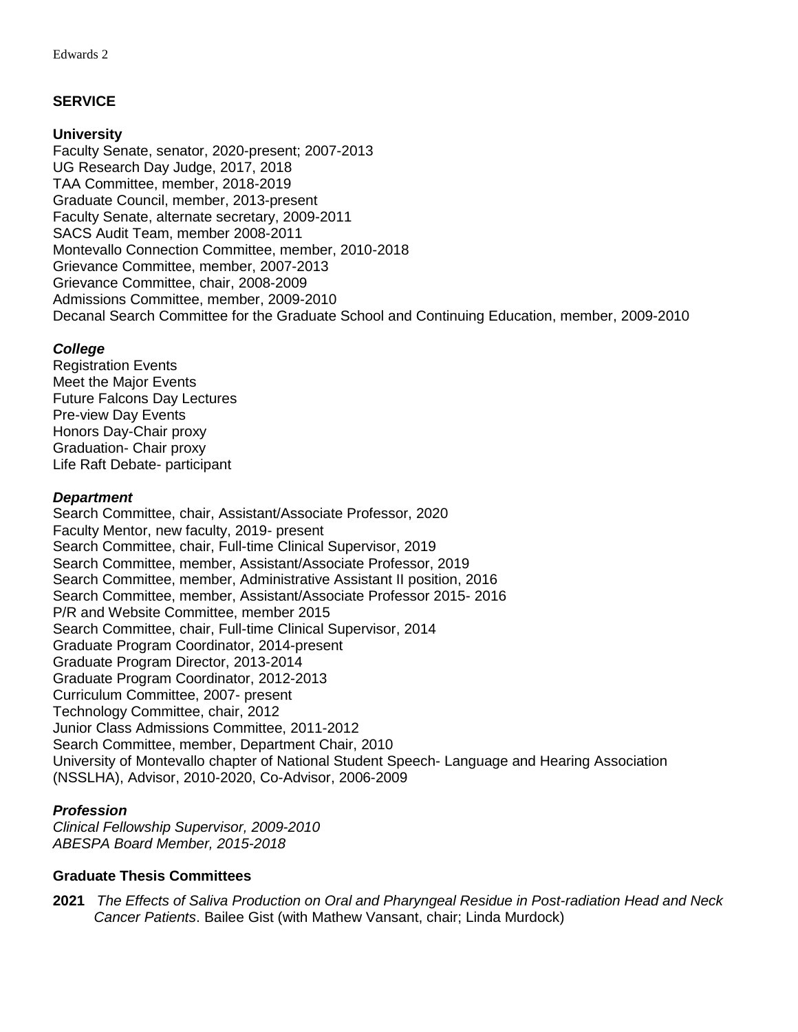## SERVICE

### University

Faculty Senate, senator, 2020-present; 2007-2013
UG Research Day Judge, 2017, 2018
TAA Committee, member, 2018-2019
Graduate Council, member, 2013-present
Faculty Senate, alternate secretary, 2009-2011
SACS Audit Team, member 2008-2011
Montevallo Connection Committee, member, 2010-2018
Grievance Committee, member, 2007-2013
Grievance Committee, chair, 2008-2009
Admissions Committee, member, 2009-2010
Decanal Search Committee for the Graduate School and Continuing Education, member, 2009-2010

### *College*

Registration Events
Meet the Major Events
Future Falcons Day Lectures
Pre-view Day Events
Honors Day-Chair proxy
Graduation- Chair proxy
Life Raft Debate- participant

### *Department*

Search Committee, chair, Assistant/Associate Professor, 2020
Faculty Mentor, new faculty, 2019- present
Search Committee, chair, Full-time Clinical Supervisor, 2019
Search Committee, member, Assistant/Associate Professor, 2019
Search Committee, member, Administrative Assistant II position, 2016
Search Committee, member, Assistant/Associate Professor 2015- 2016
P/R and Website Committee, member 2015
Search Committee, chair, Full-time Clinical Supervisor, 2014
Graduate Program Coordinator, 2014-present
Graduate Program Director, 2013-2014
Graduate Program Coordinator, 2012-2013
Curriculum Committee, 2007- present
Technology Committee, chair, 2012
Junior Class Admissions Committee, 2011-2012
Search Committee, member, Department Chair, 2010
University of Montevallo chapter of National Student Speech- Language and Hearing Association (NSSLHA), Advisor, 2010-2020, Co-Advisor, 2006-2009

### *Profession*

*Clinical Fellowship Supervisor, 2009-2010*
*ABESPA Board Member, 2015-2018*

### Graduate Thesis Committees

**2021** *The Effects of Saliva Production on Oral and Pharyngeal Residue in Post-radiation Head and Neck Cancer Patients*. Bailee Gist (with Mathew Vansant, chair; Linda Murdock)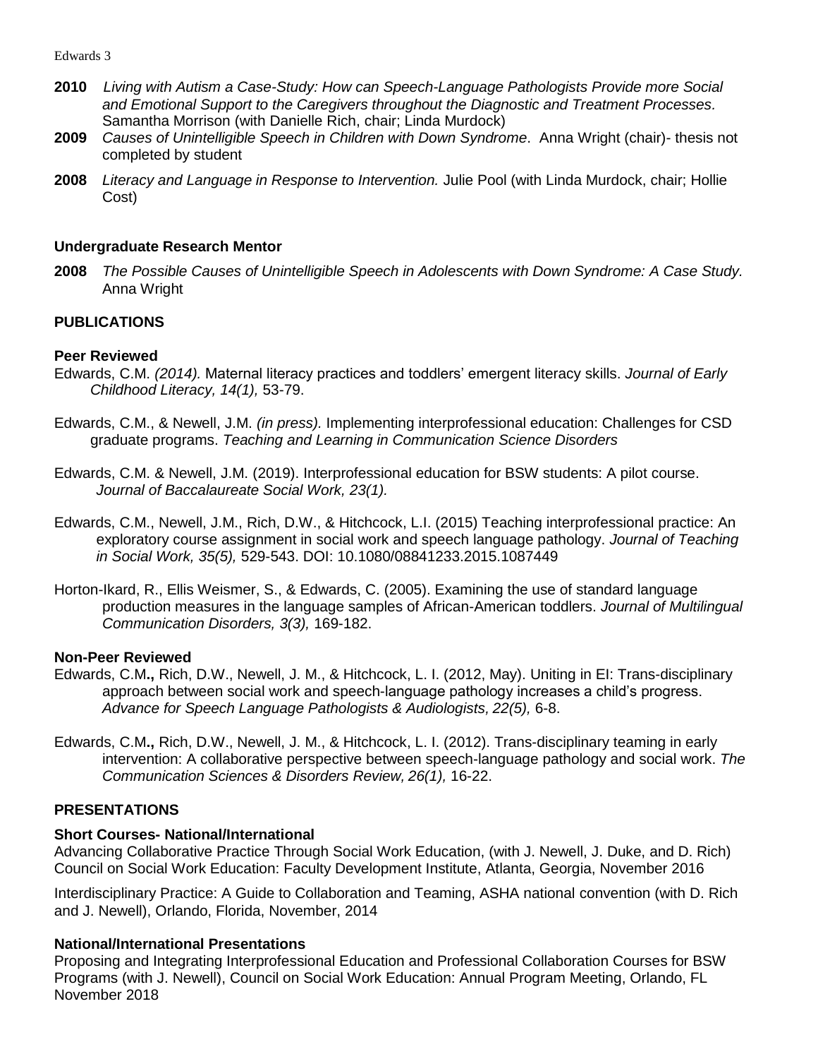**2010** *Living with Autism a Case-Study: How can Speech-Language Pathologists Provide more Social and Emotional Support to the Caregivers throughout the Diagnostic and Treatment Processes.* Samantha Morrison (with Danielle Rich, chair; Linda Murdock)

**2009** *Causes of Unintelligible Speech in Children with Down Syndrome*. Anna Wright (chair)- thesis not completed by student

**2008** *Literacy and Language in Response to Intervention.* Julie Pool (with Linda Murdock, chair; Hollie Cost)

### Undergraduate Research Mentor

**2008** *The Possible Causes of Unintelligible Speech in Adolescents with Down Syndrome: A Case Study.* Anna Wright

## PUBLICATIONS

### Peer Reviewed

Edwards, C.M. *(2014).* Maternal literacy practices and toddlers' emergent literacy skills. *Journal of Early Childhood Literacy, 14(1),* 53-79.

Edwards, C.M., & Newell, J.M. *(in press).* Implementing interprofessional education: Challenges for CSD graduate programs. *Teaching and Learning in Communication Science Disorders*

Edwards, C.M. & Newell, J.M. (2019). Interprofessional education for BSW students: A pilot course. *Journal of Baccalaureate Social Work, 23(1).*

Edwards, C.M., Newell, J.M., Rich, D.W., & Hitchcock, L.I. (2015) Teaching interprofessional practice: An exploratory course assignment in social work and speech language pathology. *Journal of Teaching in Social Work, 35(5),* 529-543. DOI: 10.1080/08841233.2015.1087449

Horton-Ikard, R., Ellis Weismer, S., & Edwards, C. (2005). Examining the use of standard language production measures in the language samples of African-American toddlers. *Journal of Multilingual Communication Disorders, 3(3),* 169-182.

### Non-Peer Reviewed

Edwards, C.M**.,** Rich, D.W., Newell, J. M., & Hitchcock, L. I. (2012, May). Uniting in EI: Trans-disciplinary approach between social work and speech-language pathology increases a child's progress. *Advance for Speech Language Pathologists & Audiologists, 22(5),* 6-8.

Edwards, C.M**.,** Rich, D.W., Newell, J. M., & Hitchcock, L. I. (2012). Trans-disciplinary teaming in early intervention: A collaborative perspective between speech-language pathology and social work. *The Communication Sciences & Disorders Review, 26(1),* 16-22.

## PRESENTATIONS

### Short Courses- National/International

Advancing Collaborative Practice Through Social Work Education, (with J. Newell, J. Duke, and D. Rich) Council on Social Work Education: Faculty Development Institute, Atlanta, Georgia, November 2016

Interdisciplinary Practice: A Guide to Collaboration and Teaming, ASHA national convention (with D. Rich and J. Newell), Orlando, Florida, November, 2014

### National/International Presentations

Proposing and Integrating Interprofessional Education and Professional Collaboration Courses for BSW Programs (with J. Newell), Council on Social Work Education: Annual Program Meeting, Orlando, FL November 2018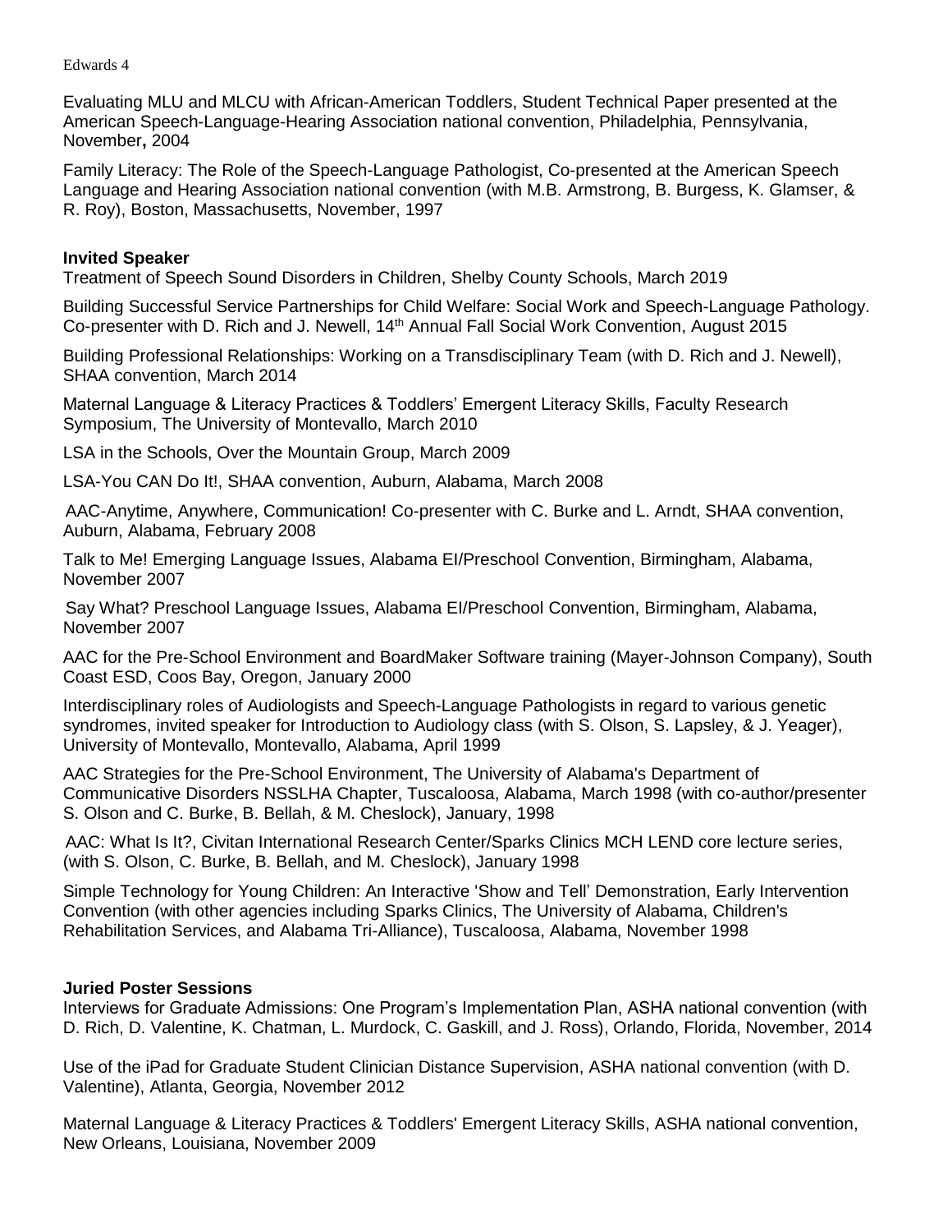Evaluating MLU and MLCU with African-American Toddlers, Student Technical Paper presented at the American Speech-Language-Hearing Association national convention, Philadelphia, Pennsylvania, November**,** 2004

Family Literacy: The Role of the Speech-Language Pathologist, Co-presented at the American Speech Language and Hearing Association national convention (with M.B. Armstrong, B. Burgess, K. Glamser, & R. Roy), Boston, Massachusetts, November, 1997

**Invited Speaker**

Treatment of Speech Sound Disorders in Children, Shelby County Schools, March 2019

Building Successful Service Partnerships for Child Welfare: Social Work and Speech-Language Pathology. Co-presenter with D. Rich and J. Newell, 14th Annual Fall Social Work Convention, August 2015

Building Professional Relationships: Working on a Transdisciplinary Team (with D. Rich and J. Newell), SHAA convention, March 2014

Maternal Language & Literacy Practices & Toddlers' Emergent Literacy Skills, Faculty Research Symposium, The University of Montevallo, March 2010

LSA in the Schools, Over the Mountain Group, March 2009

LSA-You CAN Do It!, SHAA convention, Auburn, Alabama, March 2008

AAC-Anytime, Anywhere, Communication! Co-presenter with C. Burke and L. Arndt, SHAA convention, Auburn, Alabama, February 2008

Talk to Me! Emerging Language Issues, Alabama EI/Preschool Convention, Birmingham, Alabama, November 2007

Say What? Preschool Language Issues, Alabama EI/Preschool Convention, Birmingham, Alabama, November 2007

AAC for the Pre-School Environment and BoardMaker Software training (Mayer-Johnson Company), South Coast ESD, Coos Bay, Oregon, January 2000

Interdisciplinary roles of Audiologists and Speech-Language Pathologists in regard to various genetic syndromes, invited speaker for Introduction to Audiology class (with S. Olson, S. Lapsley, & J. Yeager), University of Montevallo, Montevallo, Alabama, April 1999

AAC Strategies for the Pre-School Environment, The University of Alabama's Department of Communicative Disorders NSSLHA Chapter, Tuscaloosa, Alabama, March 1998 (with co-author/presenter S. Olson and C. Burke, B. Bellah, & M. Cheslock), January, 1998

AAC: What Is It?, Civitan International Research Center/Sparks Clinics MCH LEND core lecture series, (with S. Olson, C. Burke, B. Bellah, and M. Cheslock), January 1998

Simple Technology for Young Children: An Interactive 'Show and Tell' Demonstration, Early Intervention Convention (with other agencies including Sparks Clinics, The University of Alabama, Children's Rehabilitation Services, and Alabama Tri-Alliance), Tuscaloosa, Alabama, November 1998

**Juried Poster Sessions**

Interviews for Graduate Admissions: One Program's Implementation Plan, ASHA national convention (with D. Rich, D. Valentine, K. Chatman, L. Murdock, C. Gaskill, and J. Ross), Orlando, Florida, November, 2014

Use of the iPad for Graduate Student Clinician Distance Supervision, ASHA national convention (with D. Valentine), Atlanta, Georgia, November 2012

Maternal Language & Literacy Practices & Toddlers' Emergent Literacy Skills, ASHA national convention, New Orleans, Louisiana, November 2009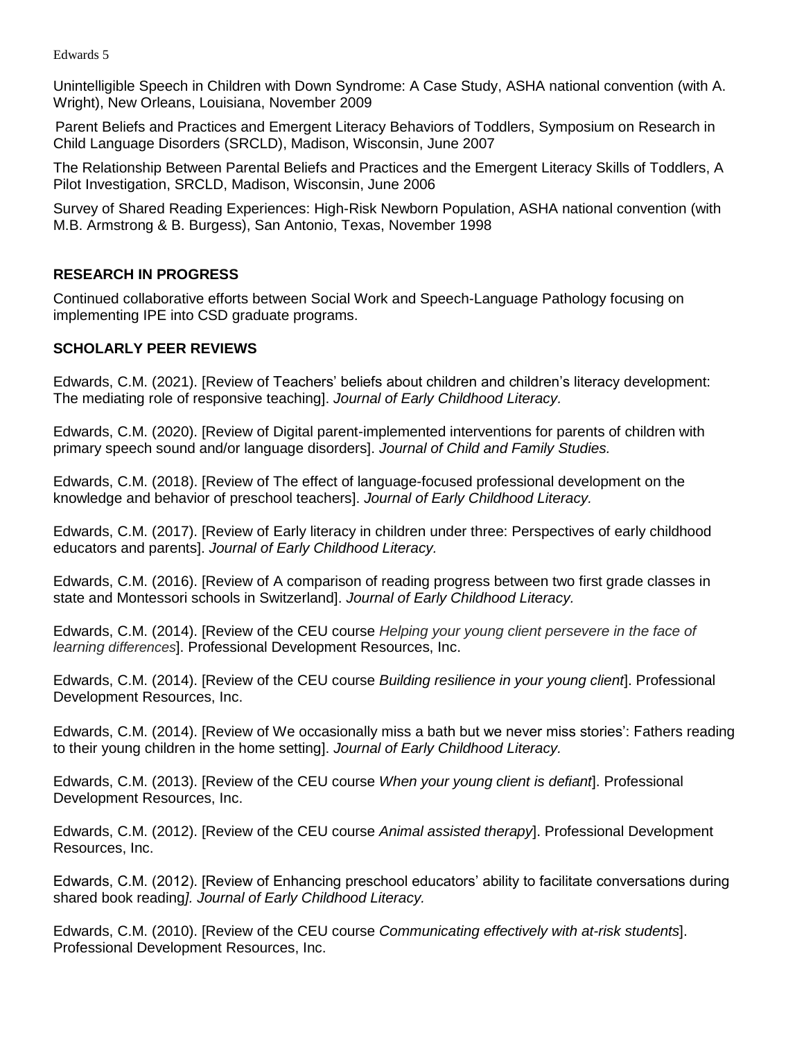Unintelligible Speech in Children with Down Syndrome: A Case Study, ASHA national convention (with A. Wright), New Orleans, Louisiana, November 2009

Parent Beliefs and Practices and Emergent Literacy Behaviors of Toddlers, Symposium on Research in Child Language Disorders (SRCLD), Madison, Wisconsin, June 2007

The Relationship Between Parental Beliefs and Practices and the Emergent Literacy Skills of Toddlers, A Pilot Investigation, SRCLD, Madison, Wisconsin, June 2006

Survey of Shared Reading Experiences: High-Risk Newborn Population, ASHA national convention (with M.B. Armstrong & B. Burgess), San Antonio, Texas, November 1998

## RESEARCH IN PROGRESS

Continued collaborative efforts between Social Work and Speech-Language Pathology focusing on implementing IPE into CSD graduate programs.

## SCHOLARLY PEER REVIEWS

Edwards, C.M. (2021). [Review of Teachers' beliefs about children and children's literacy development: The mediating role of responsive teaching]. *Journal of Early Childhood Literacy.*

Edwards, C.M. (2020). [Review of Digital parent-implemented interventions for parents of children with primary speech sound and/or language disorders]. *Journal of Child and Family Studies.*

Edwards, C.M. (2018). [Review of The effect of language-focused professional development on the knowledge and behavior of preschool teachers]. *Journal of Early Childhood Literacy.*

Edwards, C.M. (2017). [Review of Early literacy in children under three: Perspectives of early childhood educators and parents]. *Journal of Early Childhood Literacy.*

Edwards, C.M. (2016). [Review of A comparison of reading progress between two first grade classes in state and Montessori schools in Switzerland]. *Journal of Early Childhood Literacy.*

Edwards, C.M. (2014). [Review of the CEU course *Helping your young client persevere in the face of learning differences*]. Professional Development Resources, Inc.

Edwards, C.M. (2014). [Review of the CEU course *Building resilience in your young client*]. Professional Development Resources, Inc.

Edwards, C.M. (2014). [Review of We occasionally miss a bath but we never miss stories': Fathers reading to their young children in the home setting]. *Journal of Early Childhood Literacy.*

Edwards, C.M. (2013). [Review of the CEU course *When your young client is defiant*]. Professional Development Resources, Inc.

Edwards, C.M. (2012). [Review of the CEU course *Animal assisted therapy*]. Professional Development Resources, Inc.

Edwards, C.M. (2012). [Review of Enhancing preschool educators' ability to facilitate conversations during shared book reading*]. Journal of Early Childhood Literacy.*

Edwards, C.M. (2010). [Review of the CEU course *Communicating effectively with at-risk students*]. Professional Development Resources, Inc.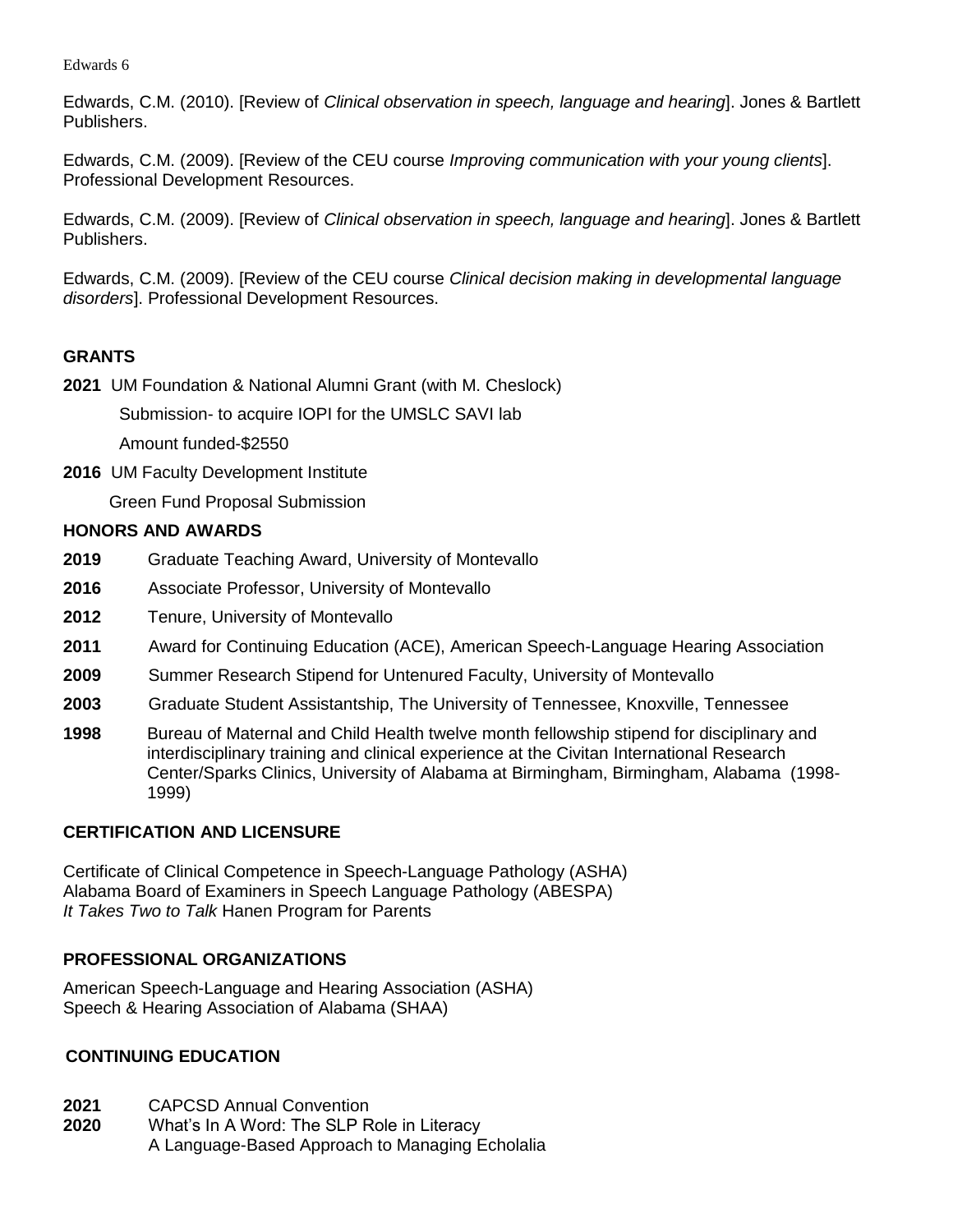Edwards, C.M. (2010). [Review of *Clinical observation in speech, language and hearing*]. Jones & Bartlett Publishers.

Edwards, C.M. (2009). [Review of the CEU course *Improving communication with your young clients*]. Professional Development Resources.

Edwards, C.M. (2009). [Review of *Clinical observation in speech, language and hearing*]. Jones & Bartlett Publishers.

Edwards, C.M. (2009). [Review of the CEU course *Clinical decision making in developmental language disorders*]. Professional Development Resources.

## GRANTS

**2021** UM Foundation & National Alumni Grant (with M. Cheslock)

Submission- to acquire IOPI for the UMSLC SAVI lab

Amount funded-$2550

**2016** UM Faculty Development Institute

Green Fund Proposal Submission

## HONORS AND AWARDS

**2019** Graduate Teaching Award, University of Montevallo

**2016** Associate Professor, University of Montevallo

**2012** Tenure, University of Montevallo

**2011** Award for Continuing Education (ACE), American Speech-Language Hearing Association

**2009** Summer Research Stipend for Untenured Faculty, University of Montevallo

**2003** Graduate Student Assistantship, The University of Tennessee, Knoxville, Tennessee

**1998** Bureau of Maternal and Child Health twelve month fellowship stipend for disciplinary and interdisciplinary training and clinical experience at the Civitan International Research Center/Sparks Clinics, University of Alabama at Birmingham, Birmingham, Alabama (1998-1999)

## CERTIFICATION AND LICENSURE

Certificate of Clinical Competence in Speech-Language Pathology (ASHA)
Alabama Board of Examiners in Speech Language Pathology (ABESPA)
*It Takes Two to Talk* Hanen Program for Parents

## PROFESSIONAL ORGANIZATIONS

American Speech-Language and Hearing Association (ASHA)
Speech & Hearing Association of Alabama (SHAA)

## CONTINUING EDUCATION

**2021** CAPCSD Annual Convention
**2020** What's In A Word: The SLP Role in Literacy
A Language-Based Approach to Managing Echolalia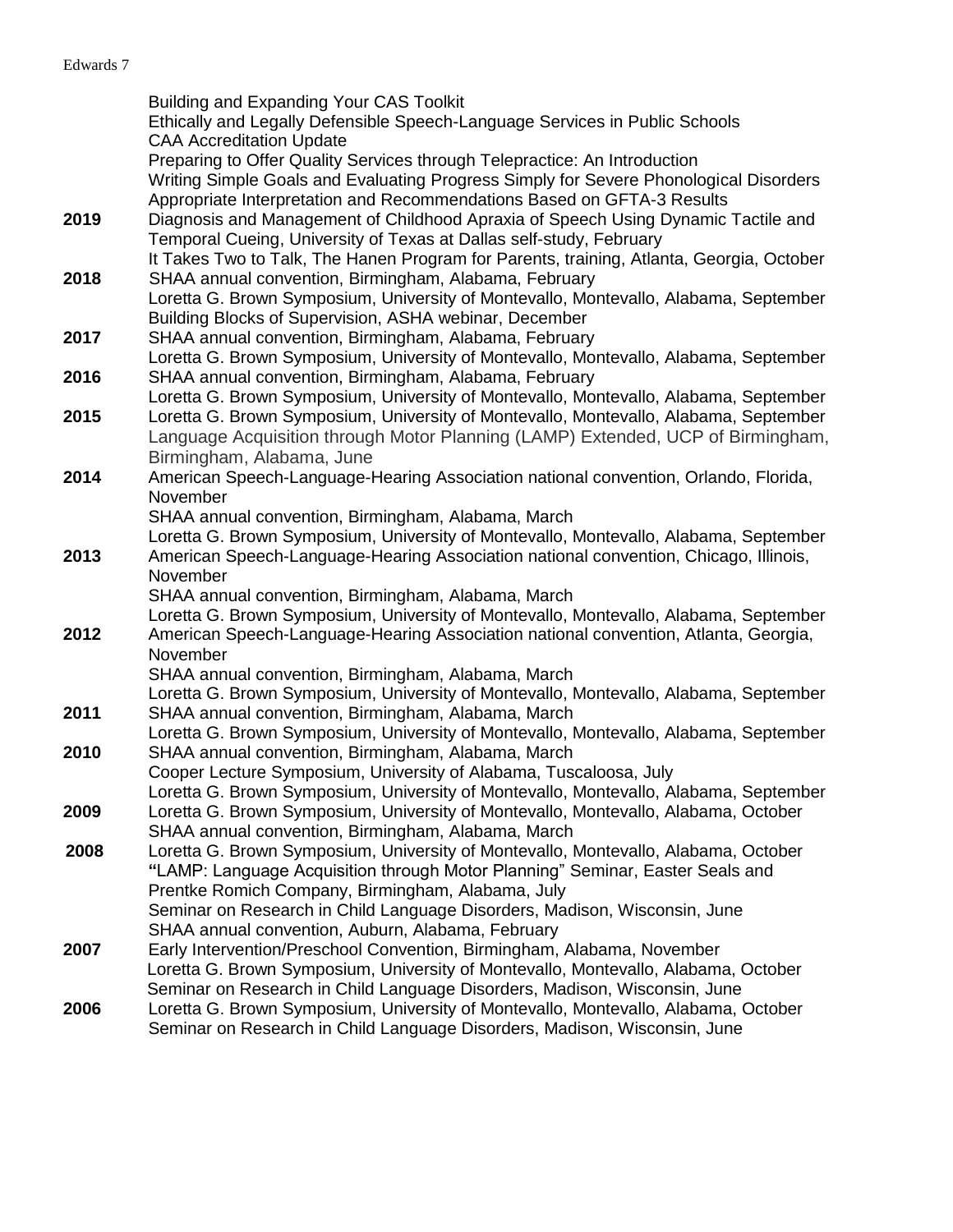Building and Expanding Your CAS Toolkit
Ethically and Legally Defensible Speech-Language Services in Public Schools
CAA Accreditation Update
Preparing to Offer Quality Services through Telepractice: An Introduction
Writing Simple Goals and Evaluating Progress Simply for Severe Phonological Disorders
Appropriate Interpretation and Recommendations Based on GFTA-3 Results

**2019** Diagnosis and Management of Childhood Apraxia of Speech Using Dynamic Tactile and Temporal Cueing, University of Texas at Dallas self-study, February
It Takes Two to Talk, The Hanen Program for Parents, training, Atlanta, Georgia, October

**2018** SHAA annual convention, Birmingham, Alabama, February
Loretta G. Brown Symposium, University of Montevallo, Montevallo, Alabama, September
Building Blocks of Supervision, ASHA webinar, December

**2017** SHAA annual convention, Birmingham, Alabama, February
Loretta G. Brown Symposium, University of Montevallo, Montevallo, Alabama, September

**2016** SHAA annual convention, Birmingham, Alabama, February
Loretta G. Brown Symposium, University of Montevallo, Montevallo, Alabama, September

**2015** Loretta G. Brown Symposium, University of Montevallo, Montevallo, Alabama, September
Language Acquisition through Motor Planning (LAMP) Extended, UCP of Birmingham, Birmingham, Alabama, June

**2014** American Speech-Language-Hearing Association national convention, Orlando, Florida, November
SHAA annual convention, Birmingham, Alabama, March
Loretta G. Brown Symposium, University of Montevallo, Montevallo, Alabama, September

**2013** American Speech-Language-Hearing Association national convention, Chicago, Illinois, November
SHAA annual convention, Birmingham, Alabama, March
Loretta G. Brown Symposium, University of Montevallo, Montevallo, Alabama, September

**2012** American Speech-Language-Hearing Association national convention, Atlanta, Georgia, November
SHAA annual convention, Birmingham, Alabama, March
Loretta G. Brown Symposium, University of Montevallo, Montevallo, Alabama, September

**2011** SHAA annual convention, Birmingham, Alabama, March
Loretta G. Brown Symposium, University of Montevallo, Montevallo, Alabama, September

**2010** SHAA annual convention, Birmingham, Alabama, March
Cooper Lecture Symposium, University of Alabama, Tuscaloosa, July
Loretta G. Brown Symposium, University of Montevallo, Montevallo, Alabama, September

**2009** Loretta G. Brown Symposium, University of Montevallo, Montevallo, Alabama, October
SHAA annual convention, Birmingham, Alabama, March

**2008** Loretta G. Brown Symposium, University of Montevallo, Montevallo, Alabama, October
**"**LAMP: Language Acquisition through Motor Planning" Seminar, Easter Seals and Prentke Romich Company, Birmingham, Alabama, July
Seminar on Research in Child Language Disorders, Madison, Wisconsin, June
SHAA annual convention, Auburn, Alabama, February

**2007** Early Intervention/Preschool Convention, Birmingham, Alabama, November
Loretta G. Brown Symposium, University of Montevallo, Montevallo, Alabama, October
Seminar on Research in Child Language Disorders, Madison, Wisconsin, June

**2006** Loretta G. Brown Symposium, University of Montevallo, Montevallo, Alabama, October
Seminar on Research in Child Language Disorders, Madison, Wisconsin, June